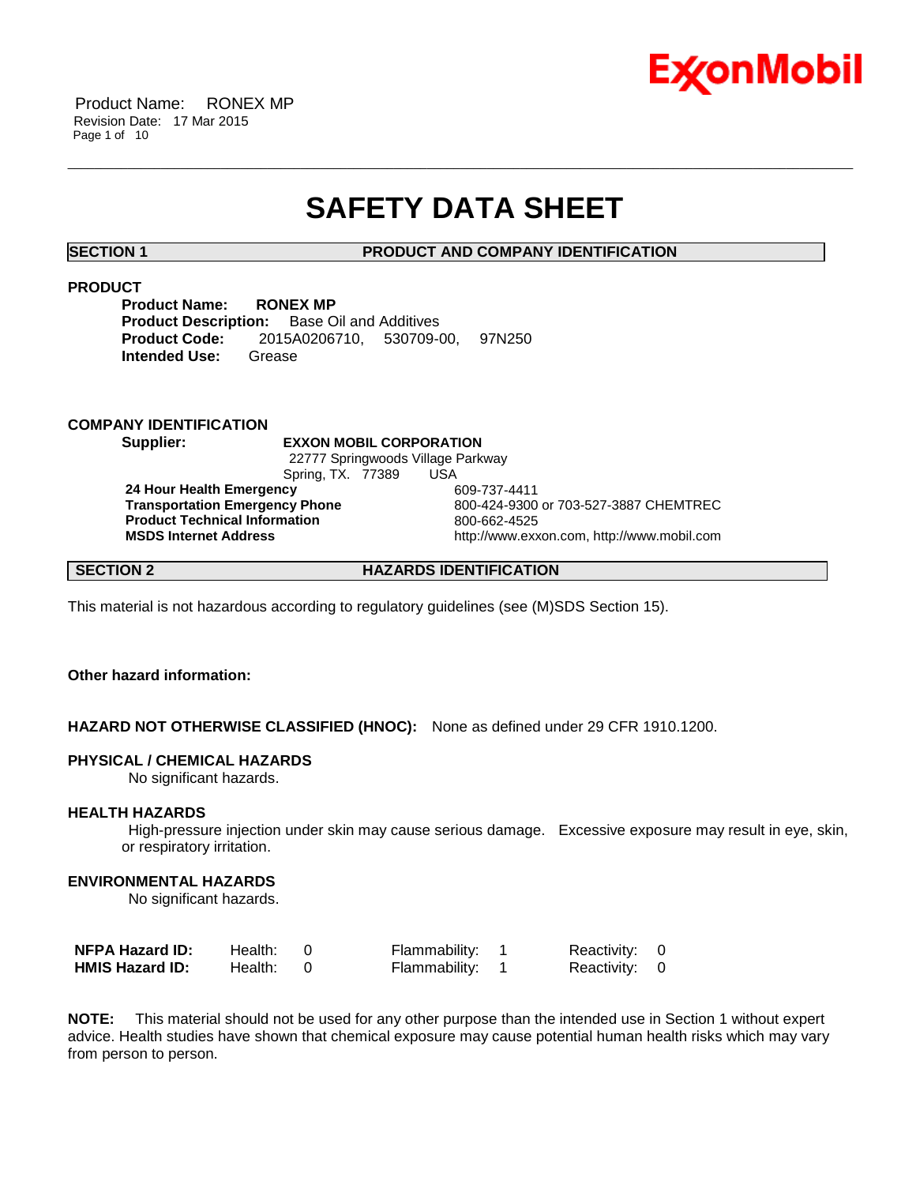# SAFETY DATA SHEET

## SECTION 1 PRODUCT AND COMPANY IDENTIFICATION

### PRODUCT

**Product Name:** **RONEX MP**
**Product Description:** Base Oil and Additives
**Product Code:** 2015A0206710, 530709-00, 97N250
**Intended Use:** Grease

### COMPANY IDENTIFICATION

**Supplier:** **EXXON MOBIL CORPORATION**
22777 Springwoods Village Parkway
Spring, TX. 77389 USA

| | |
|---|---|
| **24 Hour Health Emergency** | 609-737-4411 |
| **Transportation Emergency Phone** | 800-424-9300 or 703-527-3887 CHEMTREC |
| **Product Technical Information** | 800-662-4525 |
| **MSDS Internet Address** | http://www.exxon.com, http://www.mobil.com |

## SECTION 2 HAZARDS IDENTIFICATION

This material is not hazardous according to regulatory guidelines (see (M)SDS Section 15).

**Other hazard information:**

**HAZARD NOT OTHERWISE CLASSIFIED (HNOC):** None as defined under 29 CFR 1910.1200.

### PHYSICAL / CHEMICAL HAZARDS

No significant hazards.

### HEALTH HAZARDS

High-pressure injection under skin may cause serious damage. Excessive exposure may result in eye, skin, or respiratory irritation.

### ENVIRONMENTAL HAZARDS

No significant hazards.

| | | | |
|---|---|---|---|
| **NFPA Hazard ID:** | Health: 0 | Flammability: 1 | Reactivity: 0 |
| **HMIS Hazard ID:** | Health: 0 | Flammability: 1 | Reactivity: 0 |

**NOTE:** This material should not be used for any other purpose than the intended use in Section 1 without expert advice. Health studies have shown that chemical exposure may cause potential human health risks which may vary from person to person.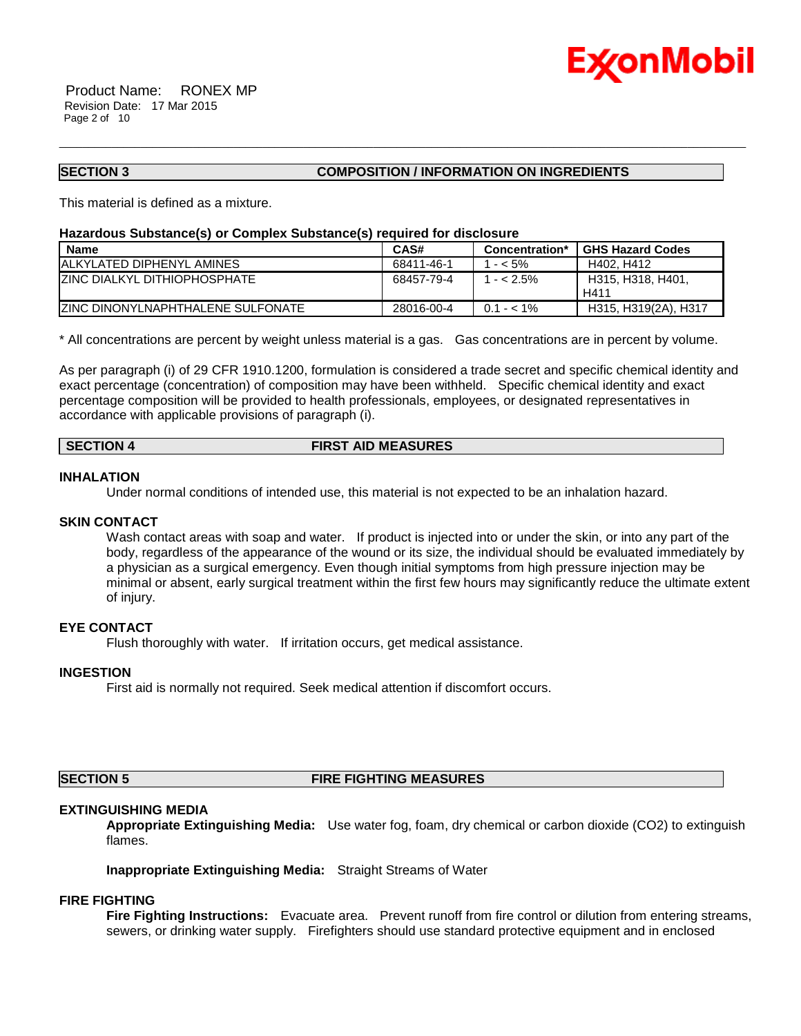## SECTION 3 COMPOSITION / INFORMATION ON INGREDIENTS

This material is defined as a mixture.

**Hazardous Substance(s) or Complex Substance(s) required for disclosure**

| Name | CAS# | Concentration* | GHS Hazard Codes |
|---|---|---|---|
| ALKYLATED DIPHENYL AMINES | 68411-46-1 | 1 - < 5% | H402, H412 |
| ZINC DIALKYL DITHIOPHOSPHATE | 68457-79-4 | 1 - < 2.5% | H315, H318, H401, H411 |
| ZINC DINONYLNAPHTHALENE SULFONATE | 28016-00-4 | 0.1 - < 1% | H315, H319(2A), H317 |

* All concentrations are percent by weight unless material is a gas. Gas concentrations are in percent by volume.

As per paragraph (i) of 29 CFR 1910.1200, formulation is considered a trade secret and specific chemical identity and exact percentage (concentration) of composition may have been withheld. Specific chemical identity and exact percentage composition will be provided to health professionals, employees, or designated representatives in accordance with applicable provisions of paragraph (i).

## SECTION 4 FIRST AID MEASURES

### INHALATION

Under normal conditions of intended use, this material is not expected to be an inhalation hazard.

### SKIN CONTACT

Wash contact areas with soap and water. If product is injected into or under the skin, or into any part of the body, regardless of the appearance of the wound or its size, the individual should be evaluated immediately by a physician as a surgical emergency. Even though initial symptoms from high pressure injection may be minimal or absent, early surgical treatment within the first few hours may significantly reduce the ultimate extent of injury.

### EYE CONTACT

Flush thoroughly with water. If irritation occurs, get medical assistance.

### INGESTION

First aid is normally not required. Seek medical attention if discomfort occurs.

## SECTION 5 FIRE FIGHTING MEASURES

### EXTINGUISHING MEDIA

**Appropriate Extinguishing Media:** Use water fog, foam, dry chemical or carbon dioxide ($CO_2$) to extinguish flames.

**Inappropriate Extinguishing Media:** Straight Streams of Water

### FIRE FIGHTING

**Fire Fighting Instructions:** Evacuate area. Prevent runoff from fire control or dilution from entering streams, sewers, or drinking water supply. Firefighters should use standard protective equipment and in enclosed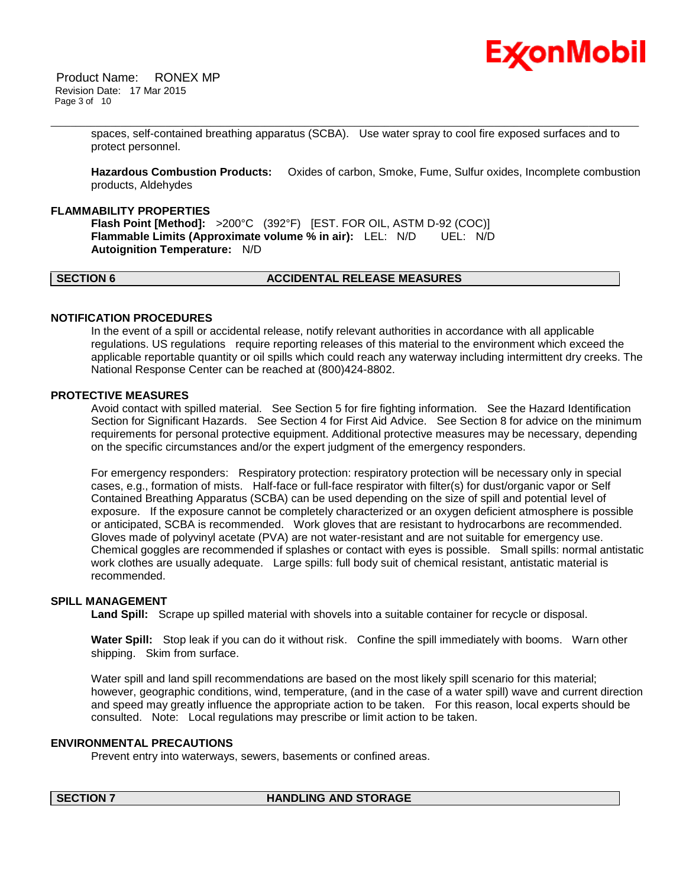spaces, self-contained breathing apparatus (SCBA). Use water spray to cool fire exposed surfaces and to protect personnel.

**Hazardous Combustion Products:** Oxides of carbon, Smoke, Fume, Sulfur oxides, Incomplete combustion products, Aldehydes

### FLAMMABILITY PROPERTIES

**Flash Point [Method]:** >200°C (392°F) [EST. FOR OIL, ASTM D-92 (COC)]
**Flammable Limits (Approximate volume % in air):** LEL: N/D UEL: N/D
**Autoignition Temperature:** N/D

## SECTION 6 ACCIDENTAL RELEASE MEASURES

### NOTIFICATION PROCEDURES

In the event of a spill or accidental release, notify relevant authorities in accordance with all applicable regulations. US regulations require reporting releases of this material to the environment which exceed the applicable reportable quantity or oil spills which could reach any waterway including intermittent dry creeks. The National Response Center can be reached at (800)424-8802.

### PROTECTIVE MEASURES

Avoid contact with spilled material. See Section 5 for fire fighting information. See the Hazard Identification Section for Significant Hazards. See Section 4 for First Aid Advice. See Section 8 for advice on the minimum requirements for personal protective equipment. Additional protective measures may be necessary, depending on the specific circumstances and/or the expert judgment of the emergency responders.

For emergency responders: Respiratory protection: respiratory protection will be necessary only in special cases, e.g., formation of mists. Half-face or full-face respirator with filter(s) for dust/organic vapor or Self Contained Breathing Apparatus (SCBA) can be used depending on the size of spill and potential level of exposure. If the exposure cannot be completely characterized or an oxygen deficient atmosphere is possible or anticipated, SCBA is recommended. Work gloves that are resistant to hydrocarbons are recommended. Gloves made of polyvinyl acetate (PVA) are not water-resistant and are not suitable for emergency use. Chemical goggles are recommended if splashes or contact with eyes is possible. Small spills: normal antistatic work clothes are usually adequate. Large spills: full body suit of chemical resistant, antistatic material is recommended.

### SPILL MANAGEMENT

**Land Spill:** Scrape up spilled material with shovels into a suitable container for recycle or disposal.

**Water Spill:** Stop leak if you can do it without risk. Confine the spill immediately with booms. Warn other shipping. Skim from surface.

Water spill and land spill recommendations are based on the most likely spill scenario for this material; however, geographic conditions, wind, temperature, (and in the case of a water spill) wave and current direction and speed may greatly influence the appropriate action to be taken. For this reason, local experts should be consulted. Note: Local regulations may prescribe or limit action to be taken.

### ENVIRONMENTAL PRECAUTIONS

Prevent entry into waterways, sewers, basements or confined areas.

## SECTION 7 HANDLING AND STORAGE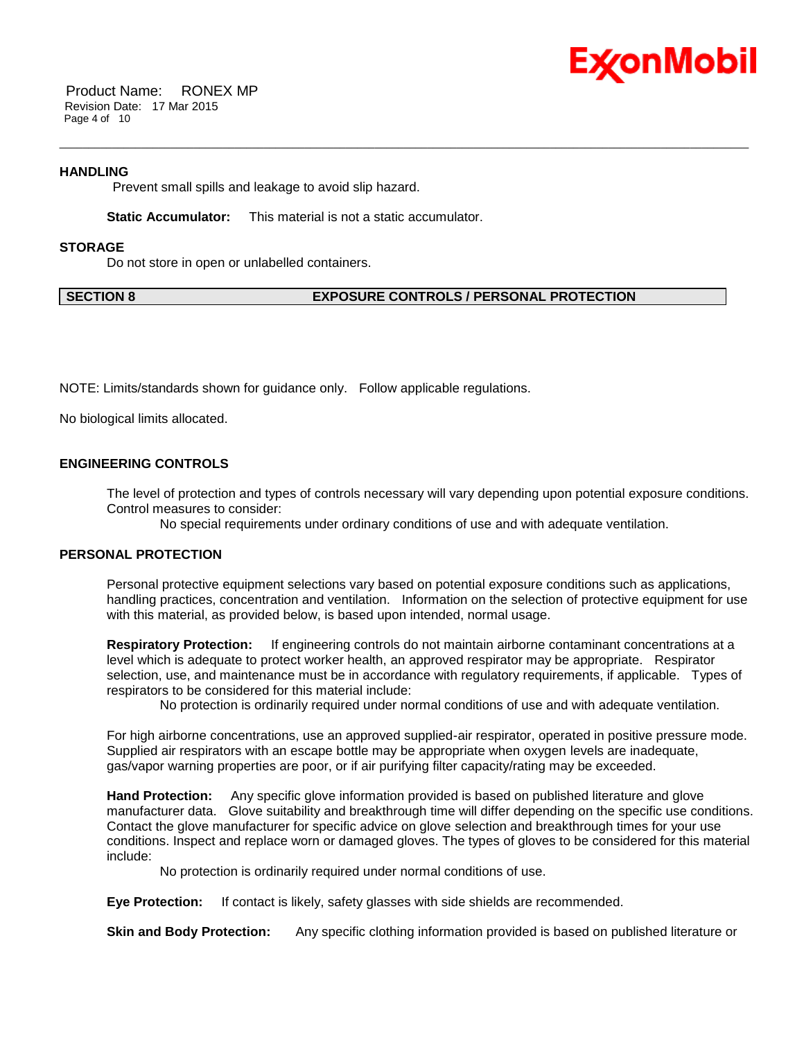### HANDLING

Prevent small spills and leakage to avoid slip hazard.

**Static Accumulator:** This material is not a static accumulator.

### STORAGE

Do not store in open or unlabelled containers.

## SECTION 8 EXPOSURE CONTROLS / PERSONAL PROTECTION

NOTE: Limits/standards shown for guidance only. Follow applicable regulations.

No biological limits allocated.

### ENGINEERING CONTROLS

The level of protection and types of controls necessary will vary depending upon potential exposure conditions. Control measures to consider:

No special requirements under ordinary conditions of use and with adequate ventilation.

### PERSONAL PROTECTION

Personal protective equipment selections vary based on potential exposure conditions such as applications, handling practices, concentration and ventilation. Information on the selection of protective equipment for use with this material, as provided below, is based upon intended, normal usage.

**Respiratory Protection:** If engineering controls do not maintain airborne contaminant concentrations at a level which is adequate to protect worker health, an approved respirator may be appropriate. Respirator selection, use, and maintenance must be in accordance with regulatory requirements, if applicable. Types of respirators to be considered for this material include:

No protection is ordinarily required under normal conditions of use and with adequate ventilation.

For high airborne concentrations, use an approved supplied-air respirator, operated in positive pressure mode. Supplied air respirators with an escape bottle may be appropriate when oxygen levels are inadequate, gas/vapor warning properties are poor, or if air purifying filter capacity/rating may be exceeded.

**Hand Protection:** Any specific glove information provided is based on published literature and glove manufacturer data. Glove suitability and breakthrough time will differ depending on the specific use conditions. Contact the glove manufacturer for specific advice on glove selection and breakthrough times for your use conditions. Inspect and replace worn or damaged gloves. The types of gloves to be considered for this material include:

No protection is ordinarily required under normal conditions of use.

**Eye Protection:** If contact is likely, safety glasses with side shields are recommended.

**Skin and Body Protection:** Any specific clothing information provided is based on published literature or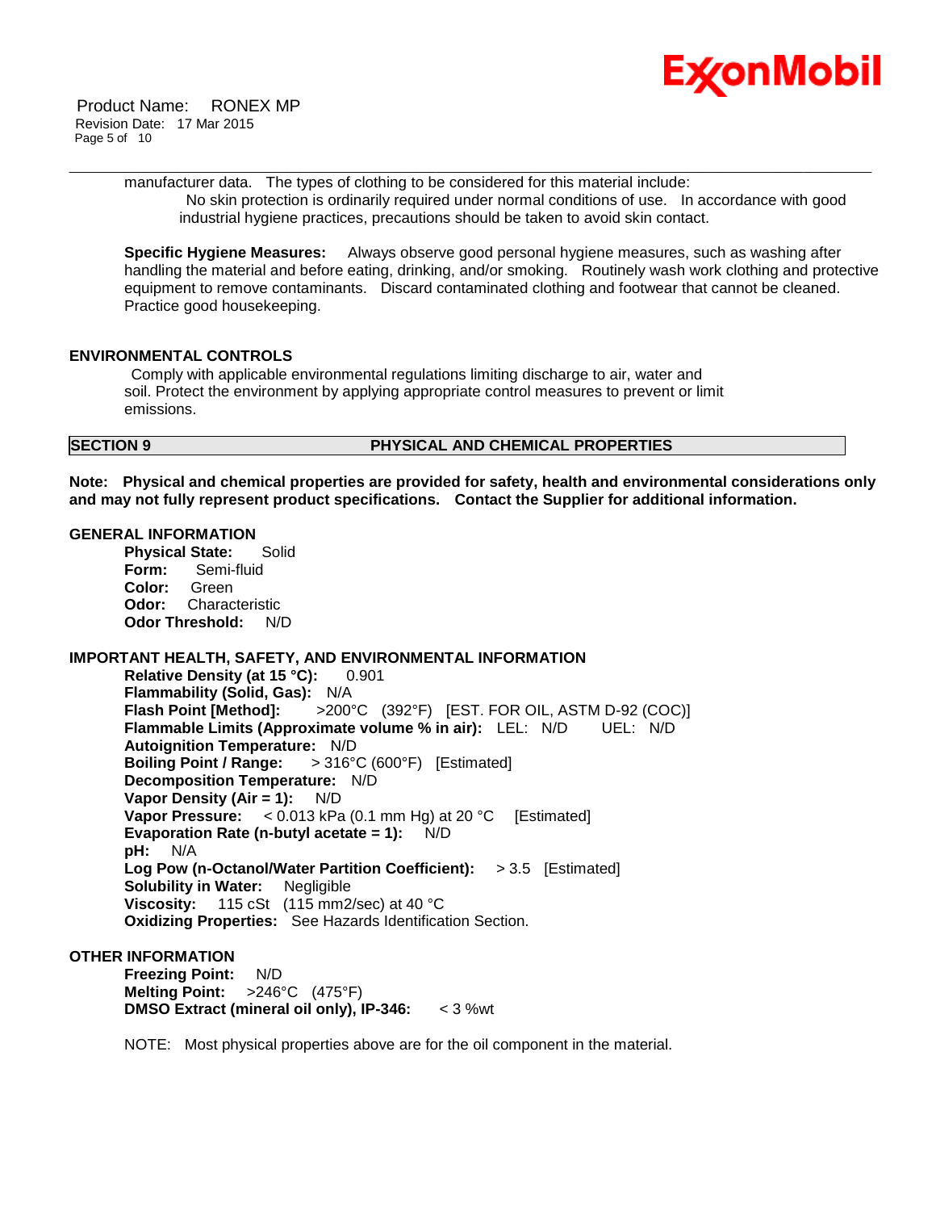manufacturer data. The types of clothing to be considered for this material include:

No skin protection is ordinarily required under normal conditions of use. In accordance with good industrial hygiene practices, precautions should be taken to avoid skin contact.

**Specific Hygiene Measures:** Always observe good personal hygiene measures, such as washing after handling the material and before eating, drinking, and/or smoking. Routinely wash work clothing and protective equipment to remove contaminants. Discard contaminated clothing and footwear that cannot be cleaned. Practice good housekeeping.

### ENVIRONMENTAL CONTROLS

Comply with applicable environmental regulations limiting discharge to air, water and soil. Protect the environment by applying appropriate control measures to prevent or limit emissions.

## SECTION 9 PHYSICAL AND CHEMICAL PROPERTIES

**Note: Physical and chemical properties are provided for safety, health and environmental considerations only and may not fully represent product specifications. Contact the Supplier for additional information.**

### GENERAL INFORMATION

**Physical State:** Solid
**Form:** Semi-fluid
**Color:** Green
**Odor:** Characteristic
**Odor Threshold:** N/D

### IMPORTANT HEALTH, SAFETY, AND ENVIRONMENTAL INFORMATION

**Relative Density (at 15 °C):** 0.901
**Flammability (Solid, Gas):** N/A
**Flash Point [Method]:** >200°C (392°F) [EST. FOR OIL, ASTM D-92 (COC)]
**Flammable Limits (Approximate volume % in air):** LEL: N/D UEL: N/D
**Autoignition Temperature:** N/D
**Boiling Point / Range:** > 316°C (600°F) [Estimated]
**Decomposition Temperature:** N/D
**Vapor Density (Air = 1):** N/D
**Vapor Pressure:** < 0.013 kPa (0.1 mm Hg) at 20 °C [Estimated]
**Evaporation Rate (n-butyl acetate = 1):** N/D
**pH:** N/A
**Log Pow (n-Octanol/Water Partition Coefficient):** > 3.5 [Estimated]
**Solubility in Water:** Negligible
**Viscosity:** 115 cSt (115 mm2/sec) at 40 °C
**Oxidizing Properties:** See Hazards Identification Section.

### OTHER INFORMATION

**Freezing Point:** N/D
**Melting Point:** >246°C (475°F)
**DMSO Extract (mineral oil only), IP-346:** < 3 %wt

NOTE: Most physical properties above are for the oil component in the material.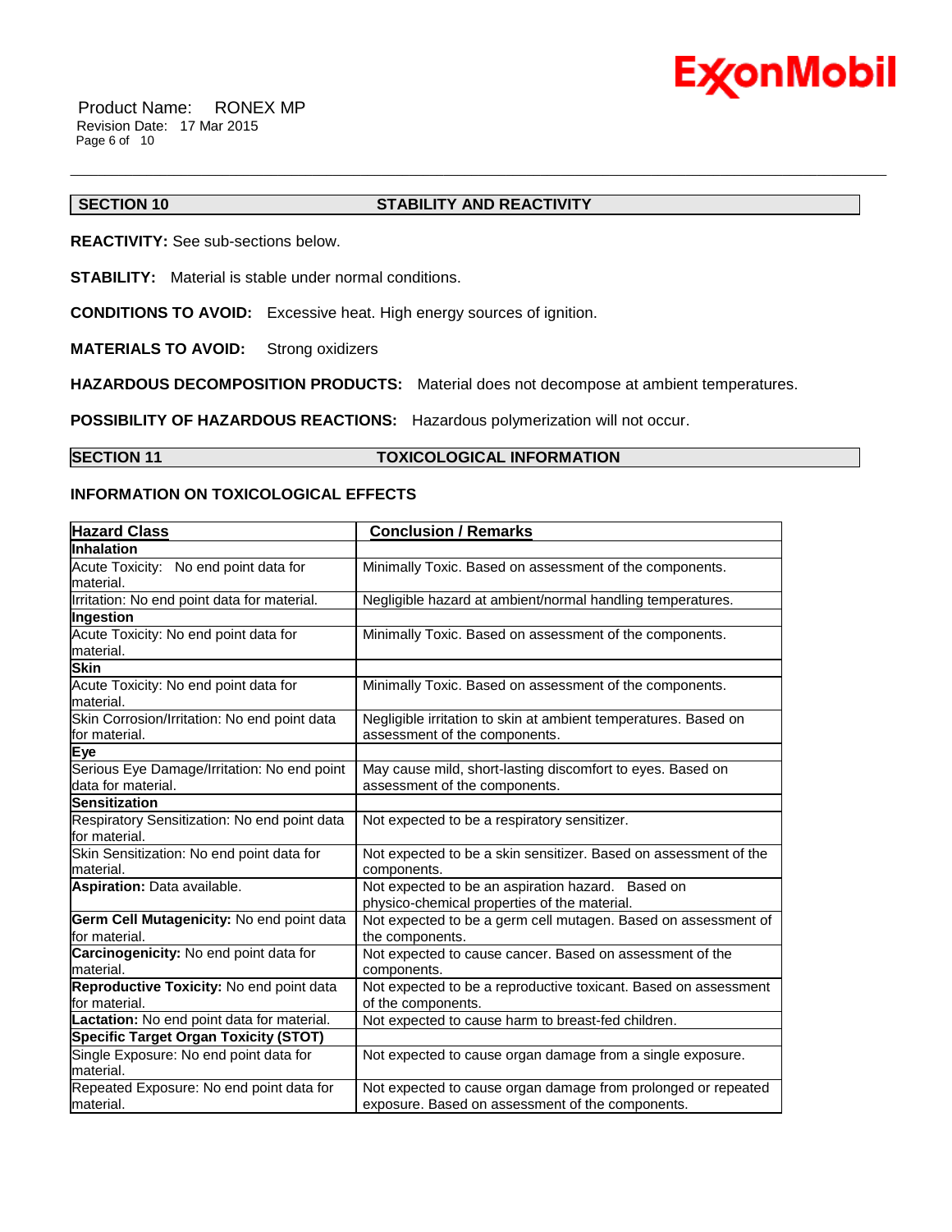## SECTION 10 STABILITY AND REACTIVITY

**REACTIVITY:** See sub-sections below.

**STABILITY:** Material is stable under normal conditions.

**CONDITIONS TO AVOID:** Excessive heat. High energy sources of ignition.

**MATERIALS TO AVOID:** Strong oxidizers

**HAZARDOUS DECOMPOSITION PRODUCTS:** Material does not decompose at ambient temperatures.

**POSSIBILITY OF HAZARDOUS REACTIONS:** Hazardous polymerization will not occur.

## SECTION 11 TOXICOLOGICAL INFORMATION

### INFORMATION ON TOXICOLOGICAL EFFECTS

| Hazard Class | Conclusion / Remarks |
|---|---|
| **Inhalation** | |
| Acute Toxicity: No end point data for material. | Minimally Toxic. Based on assessment of the components. |
| Irritation: No end point data for material. | Negligible hazard at ambient/normal handling temperatures. |
| **Ingestion** | |
| Acute Toxicity: No end point data for material. | Minimally Toxic. Based on assessment of the components. |
| **Skin** | |
| Acute Toxicity: No end point data for material. | Minimally Toxic. Based on assessment of the components. |
| Skin Corrosion/Irritation: No end point data for material. | Negligible irritation to skin at ambient temperatures. Based on assessment of the components. |
| **Eye** | |
| Serious Eye Damage/Irritation: No end point data for material. | May cause mild, short-lasting discomfort to eyes. Based on assessment of the components. |
| **Sensitization** | |
| Respiratory Sensitization: No end point data for material. | Not expected to be a respiratory sensitizer. |
| Skin Sensitization: No end point data for material. | Not expected to be a skin sensitizer. Based on assessment of the components. |
| **Aspiration:** Data available. | Not expected to be an aspiration hazard. Based on physico-chemical properties of the material. |
| **Germ Cell Mutagenicity:** No end point data for material. | Not expected to be a germ cell mutagen. Based on assessment of the components. |
| **Carcinogenicity:** No end point data for material. | Not expected to cause cancer. Based on assessment of the components. |
| **Reproductive Toxicity:** No end point data for material. | Not expected to be a reproductive toxicant. Based on assessment of the components. |
| **Lactation:** No end point data for material. | Not expected to cause harm to breast-fed children. |
| **Specific Target Organ Toxicity (STOT)** | |
| Single Exposure: No end point data for material. | Not expected to cause organ damage from a single exposure. |
| Repeated Exposure: No end point data for material. | Not expected to cause organ damage from prolonged or repeated exposure. Based on assessment of the components. |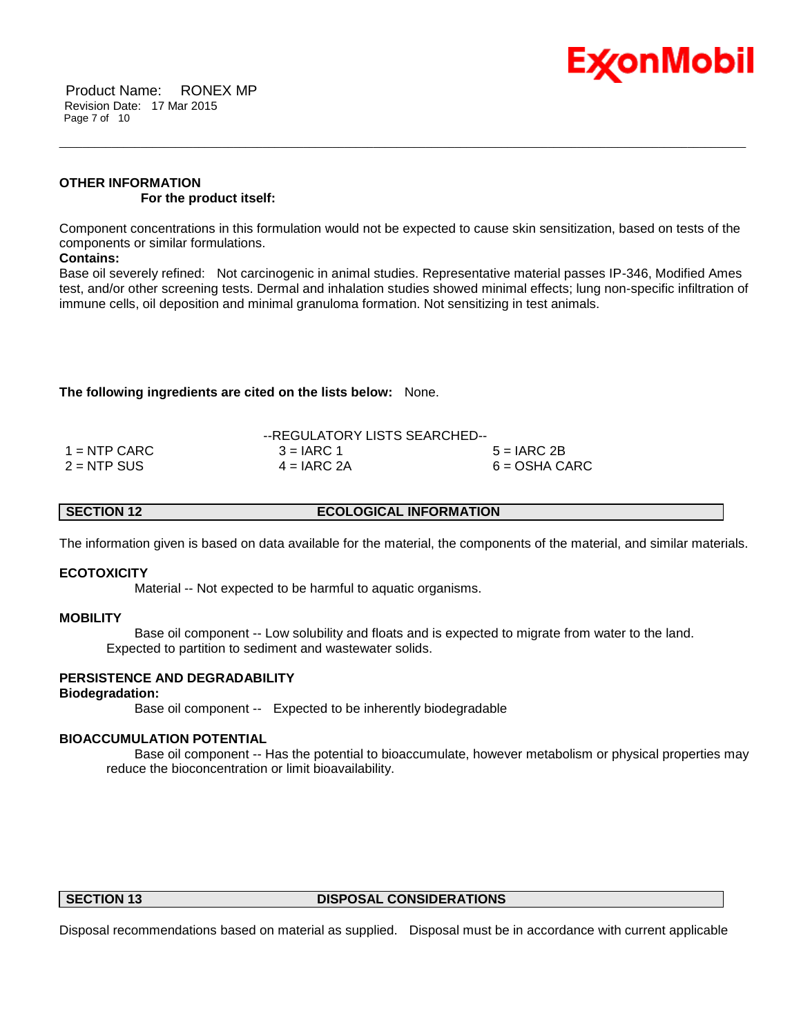**OTHER INFORMATION**

**For the product itself:**

Component concentrations in this formulation would not be expected to cause skin sensitization, based on tests of the components or similar formulations.

**Contains:**

Base oil severely refined: Not carcinogenic in animal studies. Representative material passes IP-346, Modified Ames test, and/or other screening tests. Dermal and inhalation studies showed minimal effects; lung non-specific infiltration of immune cells, oil deposition and minimal granuloma formation. Not sensitizing in test animals.

**The following ingredients are cited on the lists below:** None.

--REGULATORY LISTS SEARCHED--

| | | |
|---|---|---|
| 1 = NTP CARC | 3 = IARC 1 | 5 = IARC 2B |
| 2 = NTP SUS | 4 = IARC 2A | 6 = OSHA CARC |

## SECTION 12 ECOLOGICAL INFORMATION

The information given is based on data available for the material, the components of the material, and similar materials.

**ECOTOXICITY**

Material -- Not expected to be harmful to aquatic organisms.

**MOBILITY**

Base oil component -- Low solubility and floats and is expected to migrate from water to the land. Expected to partition to sediment and wastewater solids.

**PERSISTENCE AND DEGRADABILITY**

**Biodegradation:**

Base oil component -- Expected to be inherently biodegradable

**BIOACCUMULATION POTENTIAL**

Base oil component -- Has the potential to bioaccumulate, however metabolism or physical properties may reduce the bioconcentration or limit bioavailability.

## SECTION 13 DISPOSAL CONSIDERATIONS

Disposal recommendations based on material as supplied. Disposal must be in accordance with current applicable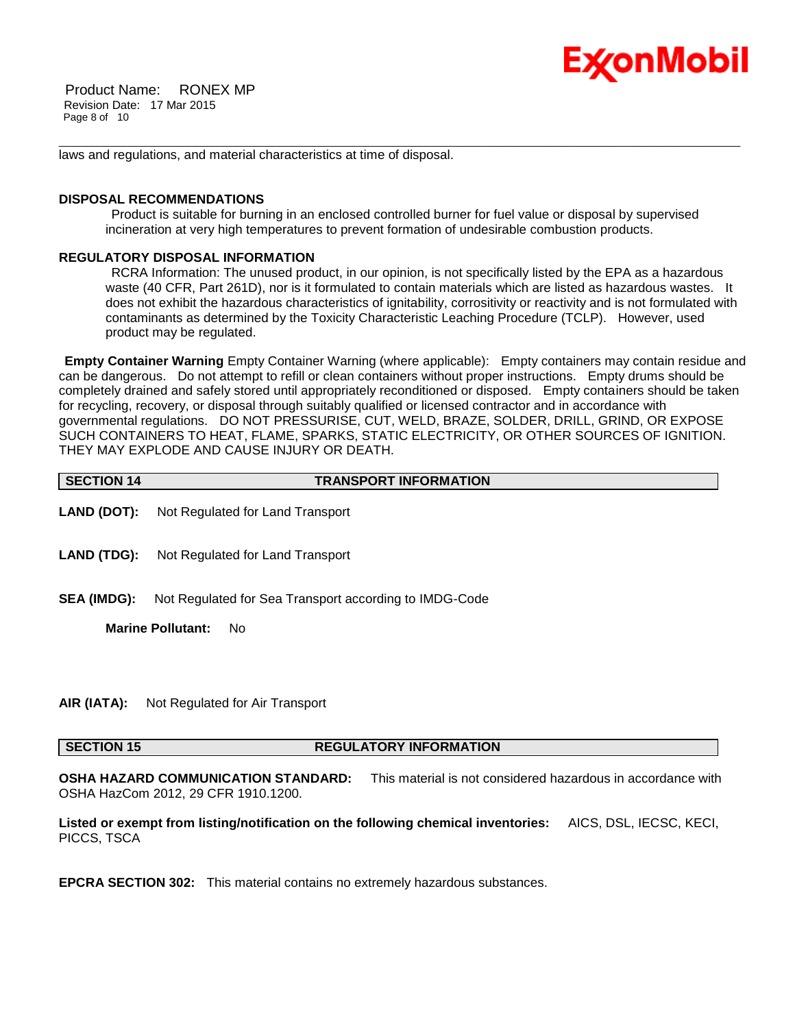laws and regulations, and material characteristics at time of disposal.

**DISPOSAL RECOMMENDATIONS**

Product is suitable for burning in an enclosed controlled burner for fuel value or disposal by supervised incineration at very high temperatures to prevent formation of undesirable combustion products.

**REGULATORY DISPOSAL INFORMATION**

RCRA Information: The unused product, in our opinion, is not specifically listed by the EPA as a hazardous waste (40 CFR, Part 261D), nor is it formulated to contain materials which are listed as hazardous wastes. It does not exhibit the hazardous characteristics of ignitability, corrositivity or reactivity and is not formulated with contaminants as determined by the Toxicity Characteristic Leaching Procedure (TCLP). However, used product may be regulated.

**Empty Container Warning** Empty Container Warning (where applicable): Empty containers may contain residue and can be dangerous. Do not attempt to refill or clean containers without proper instructions. Empty drums should be completely drained and safely stored until appropriately reconditioned or disposed. Empty containers should be taken for recycling, recovery, or disposal through suitably qualified or licensed contractor and in accordance with governmental regulations. DO NOT PRESSURISE, CUT, WELD, BRAZE, SOLDER, DRILL, GRIND, OR EXPOSE SUCH CONTAINERS TO HEAT, FLAME, SPARKS, STATIC ELECTRICITY, OR OTHER SOURCES OF IGNITION. THEY MAY EXPLODE AND CAUSE INJURY OR DEATH.

## SECTION 14 TRANSPORT INFORMATION

**LAND (DOT):** Not Regulated for Land Transport

**LAND (TDG):** Not Regulated for Land Transport

**SEA (IMDG):** Not Regulated for Sea Transport according to IMDG-Code

**Marine Pollutant:** No

**AIR (IATA):** Not Regulated for Air Transport

## SECTION 15 REGULATORY INFORMATION

**OSHA HAZARD COMMUNICATION STANDARD:** This material is not considered hazardous in accordance with OSHA HazCom 2012, 29 CFR 1910.1200.

**Listed or exempt from listing/notification on the following chemical inventories:** AICS, DSL, IECSC, KECI, PICCS, TSCA

**EPCRA SECTION 302:** This material contains no extremely hazardous substances.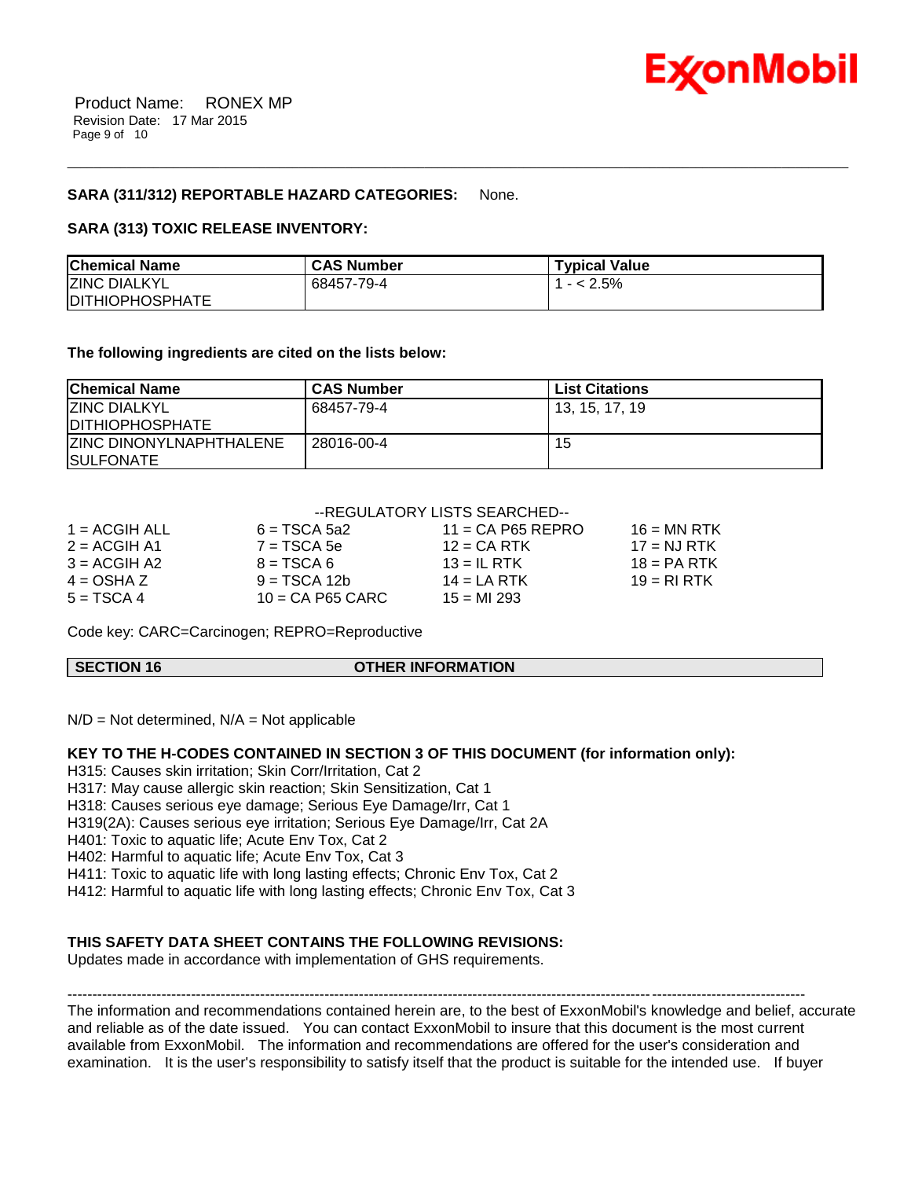**SARA (311/312) REPORTABLE HAZARD CATEGORIES:** None.

**SARA (313) TOXIC RELEASE INVENTORY:**

| Chemical Name | CAS Number | Typical Value |
|---|---|---|
| ZINC DIALKYL DITHIOPHOSPHATE | 68457-79-4 | 1 - < 2.5% |

**The following ingredients are cited on the lists below:**

| Chemical Name | CAS Number | List Citations |
|---|---|---|
| ZINC DIALKYL DITHIOPHOSPHATE | 68457-79-4 | 13, 15, 17, 19 |
| ZINC DINONYLNAPHTHALENE SULFONATE | 28016-00-4 | 15 |

--REGULATORY LISTS SEARCHED--

| | | | |
|---|---|---|---|
| 1 = ACGIH ALL | 6 = TSCA 5a2 | 11 = CA P65 REPRO | 16 = MN RTK |
| 2 = ACGIH A1 | 7 = TSCA 5e | 12 = CA RTK | 17 = NJ RTK |
| 3 = ACGIH A2 | 8 = TSCA 6 | 13 = IL RTK | 18 = PA RTK |
| 4 = OSHA Z | 9 = TSCA 12b | 14 = LA RTK | 19 = RI RTK |
| 5 = TSCA 4 | 10 = CA P65 CARC | 15 = MI 293 | |

Code key: CARC=Carcinogen; REPRO=Reproductive

## SECTION 16 OTHER INFORMATION

N/D = Not determined, N/A = Not applicable

**KEY TO THE H-CODES CONTAINED IN SECTION 3 OF THIS DOCUMENT (for information only):**

H315: Causes skin irritation; Skin Corr/Irritation, Cat 2
H317: May cause allergic skin reaction; Skin Sensitization, Cat 1
H318: Causes serious eye damage; Serious Eye Damage/Irr, Cat 1
H319(2A): Causes serious eye irritation; Serious Eye Damage/Irr, Cat 2A
H401: Toxic to aquatic life; Acute Env Tox, Cat 2
H402: Harmful to aquatic life; Acute Env Tox, Cat 3
H411: Toxic to aquatic life with long lasting effects; Chronic Env Tox, Cat 2
H412: Harmful to aquatic life with long lasting effects; Chronic Env Tox, Cat 3

**THIS SAFETY DATA SHEET CONTAINS THE FOLLOWING REVISIONS:**

Updates made in accordance with implementation of GHS requirements.

---

The information and recommendations contained herein are, to the best of ExxonMobil's knowledge and belief, accurate and reliable as of the date issued. You can contact ExxonMobil to insure that this document is the most current available from ExxonMobil. The information and recommendations are offered for the user's consideration and examination. It is the user's responsibility to satisfy itself that the product is suitable for the intended use. If buyer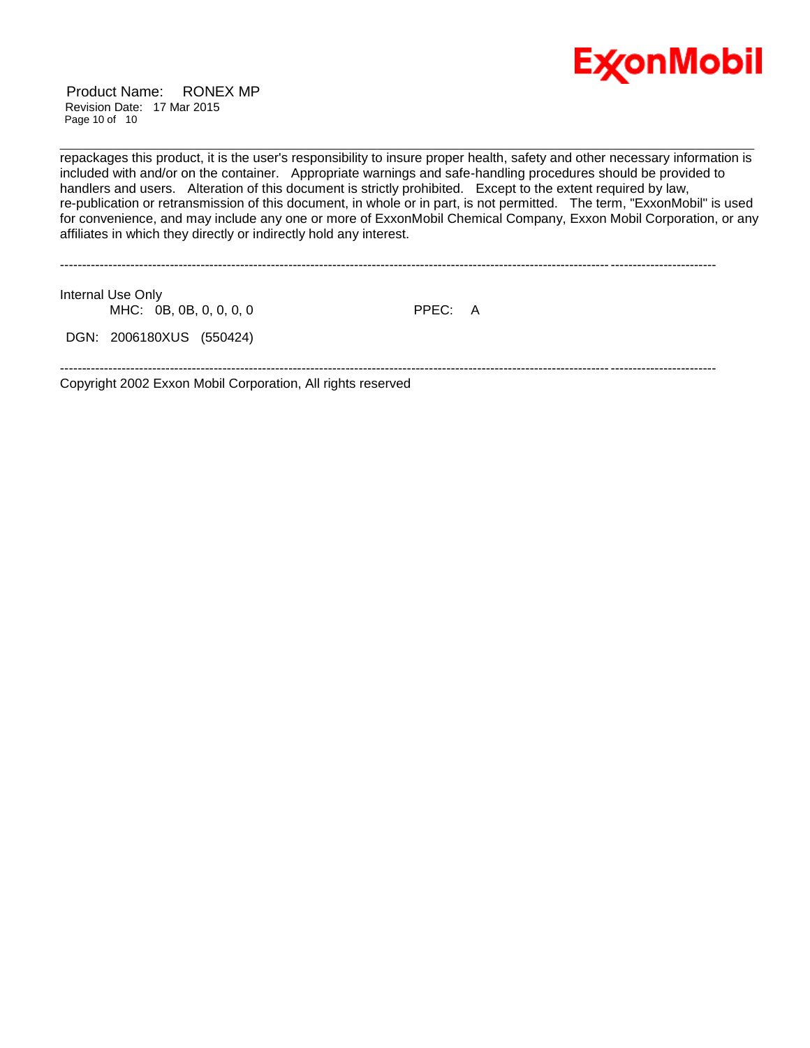repackages this product, it is the user's responsibility to insure proper health, safety and other necessary information is included with and/or on the container. Appropriate warnings and safe-handling procedures should be provided to handlers and users. Alteration of this document is strictly prohibited. Except to the extent required by law, re-publication or retransmission of this document, in whole or in part, is not permitted. The term, "ExxonMobil" is used for convenience, and may include any one or more of ExxonMobil Chemical Company, Exxon Mobil Corporation, or any affiliates in which they directly or indirectly hold any interest.

---

Internal Use Only

MHC: 0B, 0B, 0, 0, 0, 0 PPEC: A

DGN: 2006180XUS (550424)

---

Copyright 2002 Exxon Mobil Corporation, All rights reserved